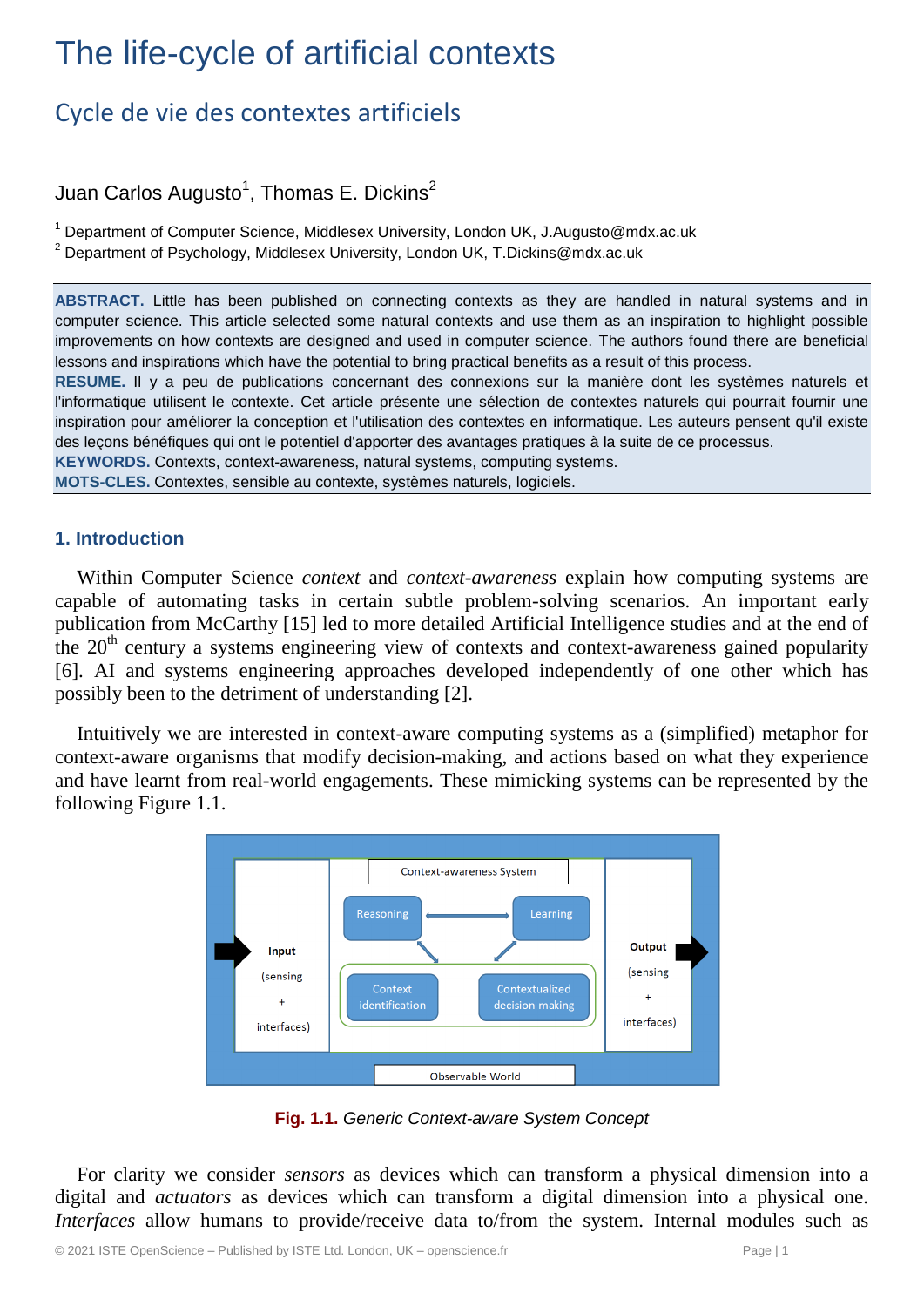# The life-cycle of artificial contexts

## Cycle de vie des contextes artificiels

Juan Carlos Augusto[1], Thomas E. Dickins[2]

[1] Department of Computer Science, Middlesex University, London UK, J.Augusto@mdx.ac.uk
[2] Department of Psychology, Middlesex University, London UK, T.Dickins@mdx.ac.uk

**ABSTRACT.** Little has been published on connecting contexts as they are handled in natural systems and in computer science. This article selected some natural contexts and use them as an inspiration to highlight possible improvements on how contexts are designed and used in computer science. The authors found there are beneficial lessons and inspirations which have the potential to bring practical benefits as a result of this process.

**RESUME.** Il y a peu de publications concernant des connexions sur la manière dont les systèmes naturels et l'informatique utilisent le contexte. Cet article présente une sélection de contextes naturels qui pourrait fournir une inspiration pour améliorer la conception et l'utilisation des contextes en informatique. Les auteurs pensent qu'il existe des leçons bénéfiques qui ont le potentiel d'apporter des avantages pratiques à la suite de ce processus.

**KEYWORDS.** Contexts, context-awareness, natural systems, computing systems.

**MOTS-CLES.** Contextes, sensible au contexte, systèmes naturels, logiciels.

### 1. Introduction

Within Computer Science *context* and *context-awareness* explain how computing systems are capable of automating tasks in certain subtle problem-solving scenarios. An important early publication from McCarthy [15] led to more detailed Artificial Intelligence studies and at the end of the 20th century a systems engineering view of contexts and context-awareness gained popularity [6]. AI and systems engineering approaches developed independently of one other which has possibly been to the detriment of understanding [2].

Intuitively we are interested in context-aware computing systems as a (simplified) metaphor for context-aware organisms that modify decision-making, and actions based on what they experience and have learnt from real-world engagements. These mimicking systems can be represented by the following Figure 1.1.

**Fig. 1.1.** *Generic Context-aware System Concept*

For clarity we consider *sensors* as devices which can transform a physical dimension into a digital and *actuators* as devices which can transform a digital dimension into a physical one. *Interfaces* allow humans to provide/receive data to/from the system. Internal modules such as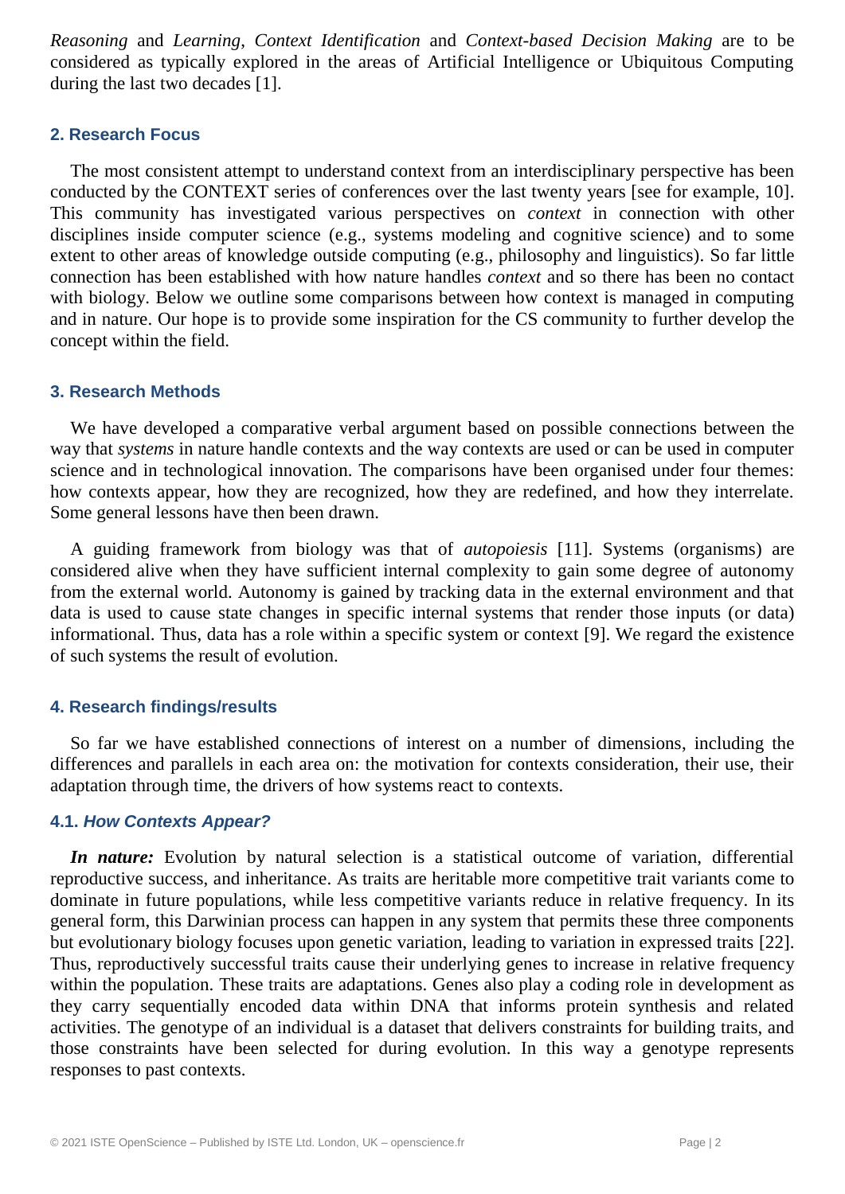*Reasoning* and *Learning*, *Context Identification* and *Context-based Decision Making* are to be considered as typically explored in the areas of Artificial Intelligence or Ubiquitous Computing during the last two decades [1].

## 2. Research Focus

The most consistent attempt to understand context from an interdisciplinary perspective has been conducted by the CONTEXT series of conferences over the last twenty years [see for example, 10]. This community has investigated various perspectives on *context* in connection with other disciplines inside computer science (e.g., systems modeling and cognitive science) and to some extent to other areas of knowledge outside computing (e.g., philosophy and linguistics). So far little connection has been established with how nature handles *context* and so there has been no contact with biology. Below we outline some comparisons between how context is managed in computing and in nature. Our hope is to provide some inspiration for the CS community to further develop the concept within the field.

## 3. Research Methods

We have developed a comparative verbal argument based on possible connections between the way that *systems* in nature handle contexts and the way contexts are used or can be used in computer science and in technological innovation. The comparisons have been organised under four themes: how contexts appear, how they are recognized, how they are redefined, and how they interrelate. Some general lessons have then been drawn.

A guiding framework from biology was that of *autopoiesis* [11]. Systems (organisms) are considered alive when they have sufficient internal complexity to gain some degree of autonomy from the external world. Autonomy is gained by tracking data in the external environment and that data is used to cause state changes in specific internal systems that render those inputs (or data) informational. Thus, data has a role within a specific system or context [9]. We regard the existence of such systems the result of evolution.

## 4. Research findings/results

So far we have established connections of interest on a number of dimensions, including the differences and parallels in each area on: the motivation for contexts consideration, their use, their adaptation through time, the drivers of how systems react to contexts.

### 4.1. *How Contexts Appear?*

***In nature:*** Evolution by natural selection is a statistical outcome of variation, differential reproductive success, and inheritance. As traits are heritable more competitive trait variants come to dominate in future populations, while less competitive variants reduce in relative frequency. In its general form, this Darwinian process can happen in any system that permits these three components but evolutionary biology focuses upon genetic variation, leading to variation in expressed traits [22]. Thus, reproductively successful traits cause their underlying genes to increase in relative frequency within the population. These traits are adaptations. Genes also play a coding role in development as they carry sequentially encoded data within DNA that informs protein synthesis and related activities. The genotype of an individual is a dataset that delivers constraints for building traits, and those constraints have been selected for during evolution. In this way a genotype represents responses to past contexts.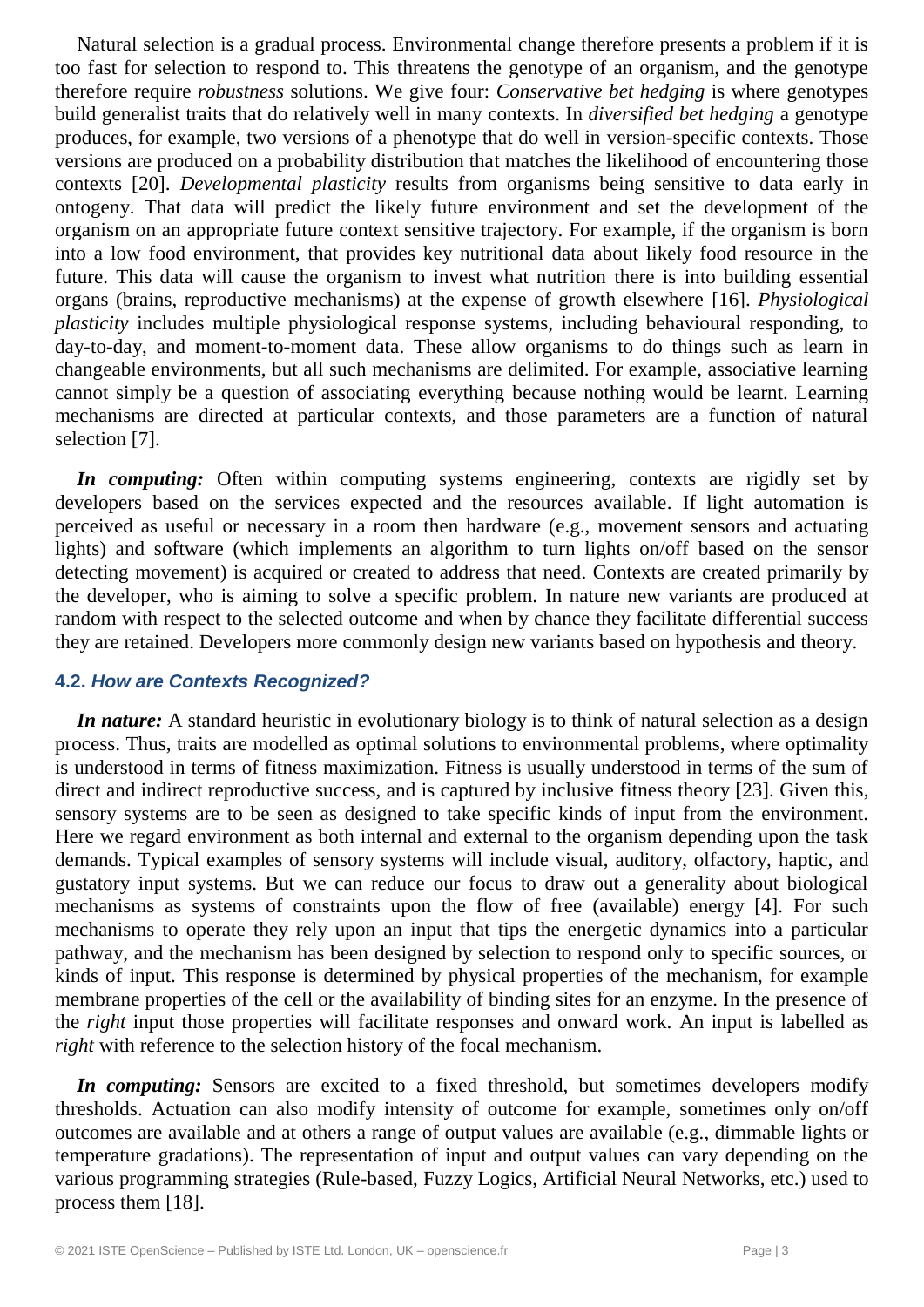Natural selection is a gradual process. Environmental change therefore presents a problem if it is too fast for selection to respond to. This threatens the genotype of an organism, and the genotype therefore require *robustness* solutions. We give four: *Conservative bet hedging* is where genotypes build generalist traits that do relatively well in many contexts. In *diversified bet hedging* a genotype produces, for example, two versions of a phenotype that do well in version-specific contexts. Those versions are produced on a probability distribution that matches the likelihood of encountering those contexts [20]. *Developmental plasticity* results from organisms being sensitive to data early in ontogeny. That data will predict the likely future environment and set the development of the organism on an appropriate future context sensitive trajectory. For example, if the organism is born into a low food environment, that provides key nutritional data about likely food resource in the future. This data will cause the organism to invest what nutrition there is into building essential organs (brains, reproductive mechanisms) at the expense of growth elsewhere [16]. *Physiological plasticity* includes multiple physiological response systems, including behavioural responding, to day-to-day, and moment-to-moment data. These allow organisms to do things such as learn in changeable environments, but all such mechanisms are delimited. For example, associative learning cannot simply be a question of associating everything because nothing would be learnt. Learning mechanisms are directed at particular contexts, and those parameters are a function of natural selection [7].

***In computing:*** Often within computing systems engineering, contexts are rigidly set by developers based on the services expected and the resources available. If light automation is perceived as useful or necessary in a room then hardware (e.g., movement sensors and actuating lights) and software (which implements an algorithm to turn lights on/off based on the sensor detecting movement) is acquired or created to address that need. Contexts are created primarily by the developer, who is aiming to solve a specific problem. In nature new variants are produced at random with respect to the selected outcome and when by chance they facilitate differential success they are retained. Developers more commonly design new variants based on hypothesis and theory.

### 4.2. *How are Contexts Recognized?*

***In nature:*** A standard heuristic in evolutionary biology is to think of natural selection as a design process. Thus, traits are modelled as optimal solutions to environmental problems, where optimality is understood in terms of fitness maximization. Fitness is usually understood in terms of the sum of direct and indirect reproductive success, and is captured by inclusive fitness theory [23]. Given this, sensory systems are to be seen as designed to take specific kinds of input from the environment. Here we regard environment as both internal and external to the organism depending upon the task demands. Typical examples of sensory systems will include visual, auditory, olfactory, haptic, and gustatory input systems. But we can reduce our focus to draw out a generality about biological mechanisms as systems of constraints upon the flow of free (available) energy [4]. For such mechanisms to operate they rely upon an input that tips the energetic dynamics into a particular pathway, and the mechanism has been designed by selection to respond only to specific sources, or kinds of input. This response is determined by physical properties of the mechanism, for example membrane properties of the cell or the availability of binding sites for an enzyme. In the presence of the *right* input those properties will facilitate responses and onward work. An input is labelled as *right* with reference to the selection history of the focal mechanism.

***In computing:*** Sensors are excited to a fixed threshold, but sometimes developers modify thresholds. Actuation can also modify intensity of outcome for example, sometimes only on/off outcomes are available and at others a range of output values are available (e.g., dimmable lights or temperature gradations). The representation of input and output values can vary depending on the various programming strategies (Rule-based, Fuzzy Logics, Artificial Neural Networks, etc.) used to process them [18].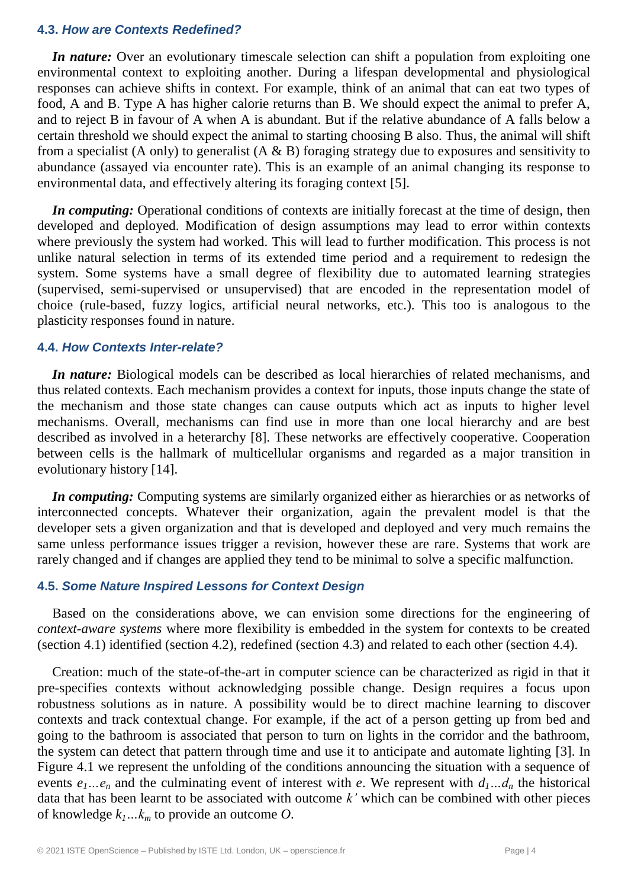### 4.3. *How are Contexts Redefined?*

***In nature:*** Over an evolutionary timescale selection can shift a population from exploiting one environmental context to exploiting another. During a lifespan developmental and physiological responses can achieve shifts in context. For example, think of an animal that can eat two types of food, A and B. Type A has higher calorie returns than B. We should expect the animal to prefer A, and to reject B in favour of A when A is abundant. But if the relative abundance of A falls below a certain threshold we should expect the animal to starting choosing B also. Thus, the animal will shift from a specialist (A only) to generalist (A & B) foraging strategy due to exposures and sensitivity to abundance (assayed via encounter rate). This is an example of an animal changing its response to environmental data, and effectively altering its foraging context [5].

***In computing:*** Operational conditions of contexts are initially forecast at the time of design, then developed and deployed. Modification of design assumptions may lead to error within contexts where previously the system had worked. This will lead to further modification. This process is not unlike natural selection in terms of its extended time period and a requirement to redesign the system. Some systems have a small degree of flexibility due to automated learning strategies (supervised, semi-supervised or unsupervised) that are encoded in the representation model of choice (rule-based, fuzzy logics, artificial neural networks, etc.). This too is analogous to the plasticity responses found in nature.

### 4.4. *How Contexts Inter-relate?*

***In nature:*** Biological models can be described as local hierarchies of related mechanisms, and thus related contexts. Each mechanism provides a context for inputs, those inputs change the state of the mechanism and those state changes can cause outputs which act as inputs to higher level mechanisms. Overall, mechanisms can find use in more than one local hierarchy and are best described as involved in a heterarchy [8]. These networks are effectively cooperative. Cooperation between cells is the hallmark of multicellular organisms and regarded as a major transition in evolutionary history [14].

***In computing:*** Computing systems are similarly organized either as hierarchies or as networks of interconnected concepts. Whatever their organization, again the prevalent model is that the developer sets a given organization and that is developed and deployed and very much remains the same unless performance issues trigger a revision, however these are rare. Systems that work are rarely changed and if changes are applied they tend to be minimal to solve a specific malfunction.

### 4.5. *Some Nature Inspired Lessons for Context Design*

Based on the considerations above, we can envision some directions for the engineering of *context-aware systems* where more flexibility is embedded in the system for contexts to be created (section 4.1) identified (section 4.2), redefined (section 4.3) and related to each other (section 4.4).

Creation: much of the state-of-the-art in computer science can be characterized as rigid in that it pre-specifies contexts without acknowledging possible change. Design requires a focus upon robustness solutions as in nature. A possibility would be to direct machine learning to discover contexts and track contextual change. For example, if the act of a person getting up from bed and going to the bathroom is associated that person to turn on lights in the corridor and the bathroom, the system can detect that pattern through time and use it to anticipate and automate lighting [3]. In Figure 4.1 we represent the unfolding of the conditions announcing the situation with a sequence of events $e_1 \ldots e_n$ and the culminating event of interest with $e$. We represent with $d_1 \ldots d_n$ the historical data that has been learnt to be associated with outcome $k'$ which can be combined with other pieces of knowledge $k_1 \ldots k_m$ to provide an outcome $O$.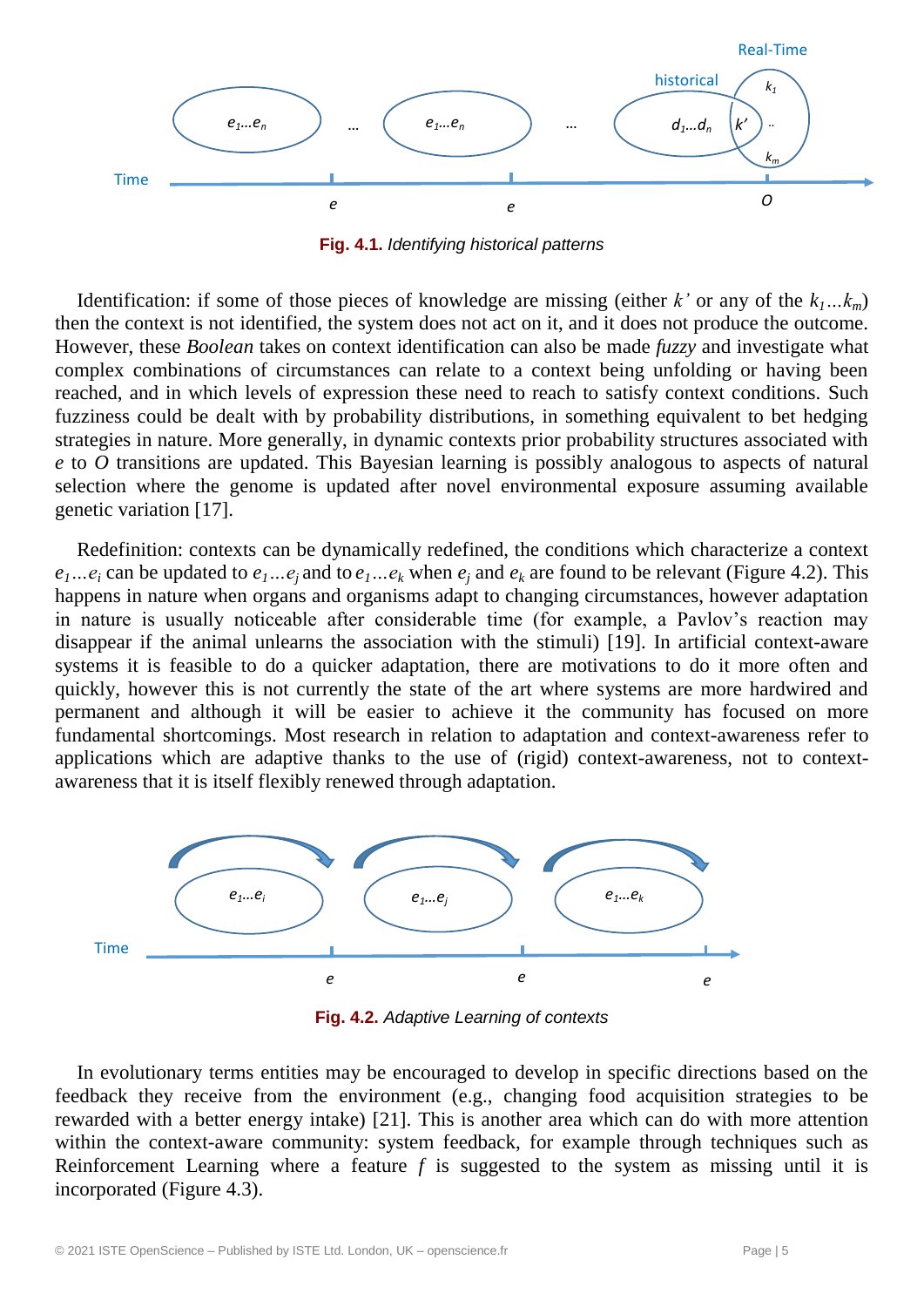**Fig. 4.1.** *Identifying historical patterns*

Identification: if some of those pieces of knowledge are missing (either $k'$ or any of the $k_1 \ldots k_m$) then the context is not identified, the system does not act on it, and it does not produce the outcome. However, these *Boolean* takes on context identification can also be made *fuzzy* and investigate what complex combinations of circumstances can relate to a context being unfolding or having been reached, and in which levels of expression these need to reach to satisfy context conditions. Such fuzziness could be dealt with by probability distributions, in something equivalent to bet hedging strategies in nature. More generally, in dynamic contexts prior probability structures associated with $e$ to $O$ transitions are updated. This Bayesian learning is possibly analogous to aspects of natural selection where the genome is updated after novel environmental exposure assuming available genetic variation [17].

Redefinition: contexts can be dynamically redefined, the conditions which characterize a context $e_1 \ldots e_i$ can be updated to $e_1 \ldots e_j$ and to $e_1 \ldots e_k$ when $e_j$ and $e_k$ are found to be relevant (Figure 4.2). This happens in nature when organs and organisms adapt to changing circumstances, however adaptation in nature is usually noticeable after considerable time (for example, a Pavlov's reaction may disappear if the animal unlearns the association with the stimuli) [19]. In artificial context-aware systems it is feasible to do a quicker adaptation, there are motivations to do it more often and quickly, however this is not currently the state of the art where systems are more hardwired and permanent and although it will be easier to achieve it the community has focused on more fundamental shortcomings. Most research in relation to adaptation and context-awareness refer to applications which are adaptive thanks to the use of (rigid) context-awareness, not to context-awareness that it is itself flexibly renewed through adaptation.

**Fig. 4.2.** *Adaptive Learning of contexts*

In evolutionary terms entities may be encouraged to develop in specific directions based on the feedback they receive from the environment (e.g., changing food acquisition strategies to be rewarded with a better energy intake) [21]. This is another area which can do with more attention within the context-aware community: system feedback, for example through techniques such as Reinforcement Learning where a feature $f$ is suggested to the system as missing until it is incorporated (Figure 4.3).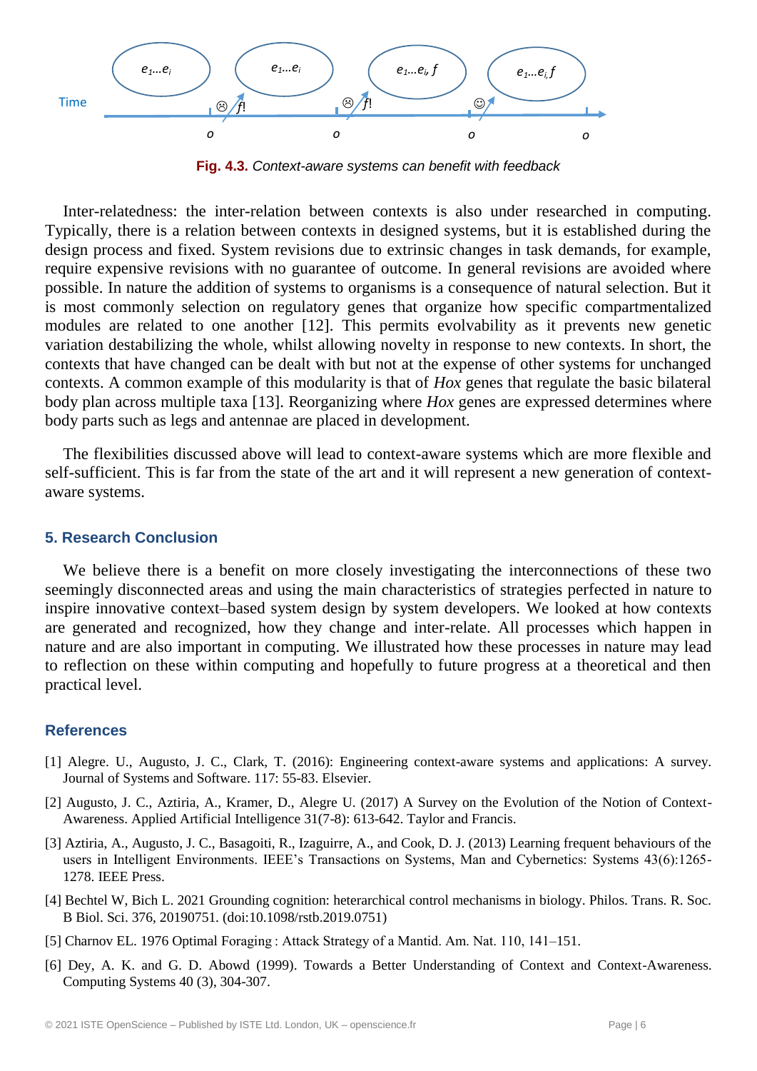Fig. 4.3. *Context-aware systems can benefit with feedback*

Inter-relatedness: the inter-relation between contexts is also under researched in computing. Typically, there is a relation between contexts in designed systems, but it is established during the design process and fixed. System revisions due to extrinsic changes in task demands, for example, require expensive revisions with no guarantee of outcome. In general revisions are avoided where possible. In nature the addition of systems to organisms is a consequence of natural selection. But it is most commonly selection on regulatory genes that organize how specific compartmentalized modules are related to one another [12]. This permits evolvability as it prevents new genetic variation destabilizing the whole, whilst allowing novelty in response to new contexts. In short, the contexts that have changed can be dealt with but not at the expense of other systems for unchanged contexts. A common example of this modularity is that of *Hox* genes that regulate the basic bilateral body plan across multiple taxa [13]. Reorganizing where *Hox* genes are expressed determines where body parts such as legs and antennae are placed in development.

The flexibilities discussed above will lead to context-aware systems which are more flexible and self-sufficient. This is far from the state of the art and it will represent a new generation of context-aware systems.

## 5. Research Conclusion

We believe there is a benefit on more closely investigating the interconnections of these two seemingly disconnected areas and using the main characteristics of strategies perfected in nature to inspire innovative context–based system design by system developers. We looked at how contexts are generated and recognized, how they change and inter-relate. All processes which happen in nature and are also important in computing. We illustrated how these processes in nature may lead to reflection on these within computing and hopefully to future progress at a theoretical and then practical level.

## References

[1] Alegre. U., Augusto, J. C., Clark, T. (2016): Engineering context-aware systems and applications: A survey. Journal of Systems and Software. 117: 55-83. Elsevier.

[2] Augusto, J. C., Aztiria, A., Kramer, D., Alegre U. (2017) A Survey on the Evolution of the Notion of Context-Awareness. Applied Artificial Intelligence 31(7-8): 613-642. Taylor and Francis.

[3] Aztiria, A., Augusto, J. C., Basagoiti, R., Izaguirre, A., and Cook, D. J. (2013) Learning frequent behaviours of the users in Intelligent Environments. IEEE's Transactions on Systems, Man and Cybernetics: Systems 43(6):1265-1278. IEEE Press.

[4] Bechtel W, Bich L. 2021 Grounding cognition: heterarchical control mechanisms in biology. Philos. Trans. R. Soc. B Biol. Sci. 376, 20190751. (doi:10.1098/rstb.2019.0751)

[5] Charnov EL. 1976 Optimal Foraging : Attack Strategy of a Mantid. Am. Nat. 110, 141–151.

[6] Dey, A. K. and G. D. Abowd (1999). Towards a Better Understanding of Context and Context-Awareness. Computing Systems 40 (3), 304-307.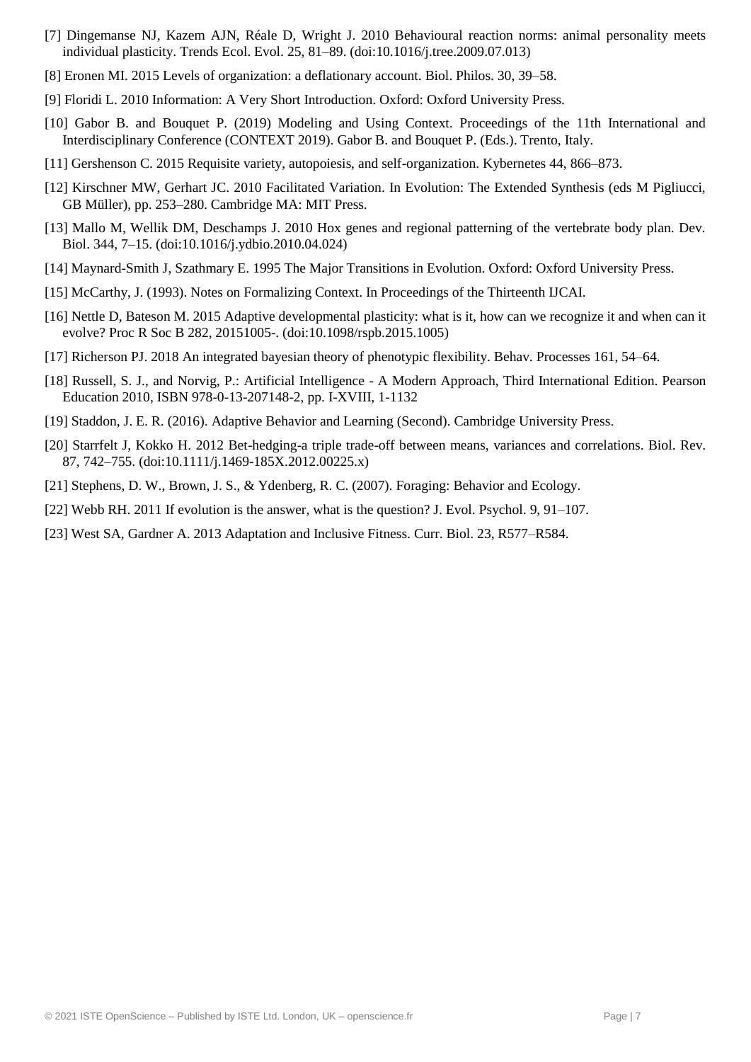[7] Dingemanse NJ, Kazem AJN, Réale D, Wright J. 2010 Behavioural reaction norms: animal personality meets individual plasticity. Trends Ecol. Evol. 25, 81–89. (doi:10.1016/j.tree.2009.07.013)

[8] Eronen MI. 2015 Levels of organization: a deflationary account. Biol. Philos. 30, 39–58.

[9] Floridi L. 2010 Information: A Very Short Introduction. Oxford: Oxford University Press.

[10] Gabor B. and Bouquet P. (2019) Modeling and Using Context. Proceedings of the 11th International and Interdisciplinary Conference (CONTEXT 2019). Gabor B. and Bouquet P. (Eds.). Trento, Italy.

[11] Gershenson C. 2015 Requisite variety, autopoiesis, and self-organization. Kybernetes 44, 866–873.

[12] Kirschner MW, Gerhart JC. 2010 Facilitated Variation. In Evolution: The Extended Synthesis (eds M Pigliucci, GB Müller), pp. 253–280. Cambridge MA: MIT Press.

[13] Mallo M, Wellik DM, Deschamps J. 2010 Hox genes and regional patterning of the vertebrate body plan. Dev. Biol. 344, 7–15. (doi:10.1016/j.ydbio.2010.04.024)

[14] Maynard-Smith J, Szathmary E. 1995 The Major Transitions in Evolution. Oxford: Oxford University Press.

[15] McCarthy, J. (1993). Notes on Formalizing Context. In Proceedings of the Thirteenth IJCAI.

[16] Nettle D, Bateson M. 2015 Adaptive developmental plasticity: what is it, how can we recognize it and when can it evolve? Proc R Soc B 282, 20151005-. (doi:10.1098/rspb.2015.1005)

[17] Richerson PJ. 2018 An integrated bayesian theory of phenotypic flexibility. Behav. Processes 161, 54–64.

[18] Russell, S. J., and Norvig, P.: Artificial Intelligence - A Modern Approach, Third International Edition. Pearson Education 2010, ISBN 978-0-13-207148-2, pp. I-XVIII, 1-1132

[19] Staddon, J. E. R. (2016). Adaptive Behavior and Learning (Second). Cambridge University Press.

[20] Starrfelt J, Kokko H. 2012 Bet-hedging-a triple trade-off between means, variances and correlations. Biol. Rev. 87, 742–755. (doi:10.1111/j.1469-185X.2012.00225.x)

[21] Stephens, D. W., Brown, J. S., & Ydenberg, R. C. (2007). Foraging: Behavior and Ecology.

[22] Webb RH. 2011 If evolution is the answer, what is the question? J. Evol. Psychol. 9, 91–107.

[23] West SA, Gardner A. 2013 Adaptation and Inclusive Fitness. Curr. Biol. 23, R577–R584.